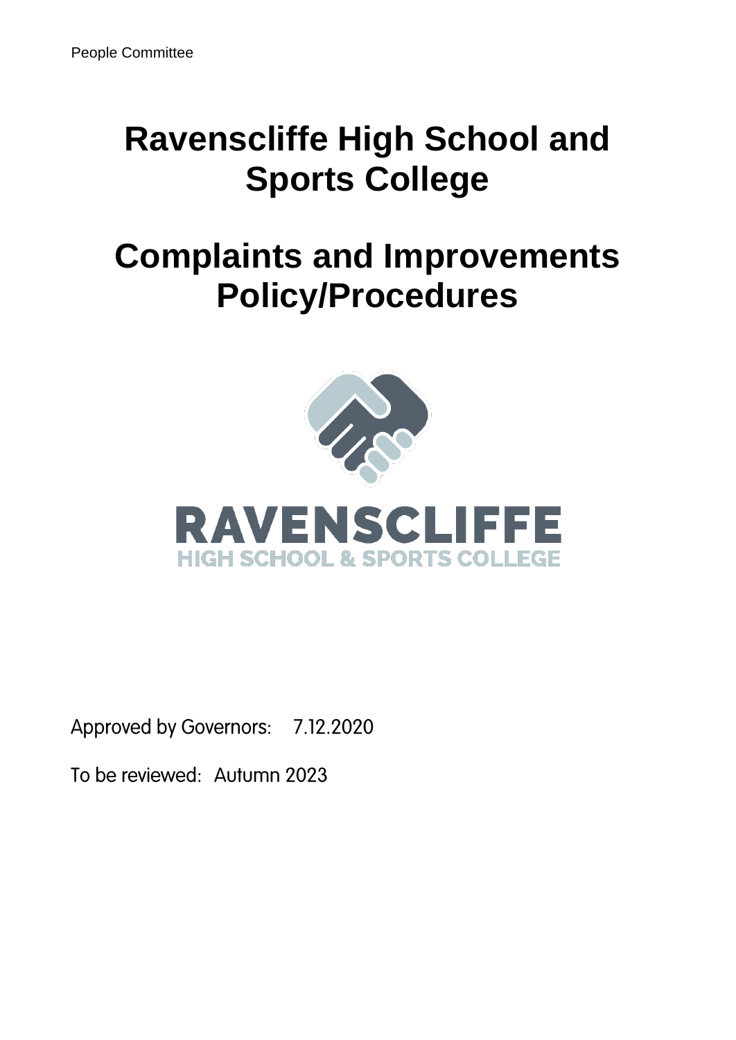People Committee

# Ravenscliffe High School and Sports College

# Complaints and Improvements Policy/Procedures

RAVENSCLIFFE

HIGH SCHOOL & SPORTS COLLEGE

Approved by Governors: 7.12.2020

To be reviewed: Autumn 2023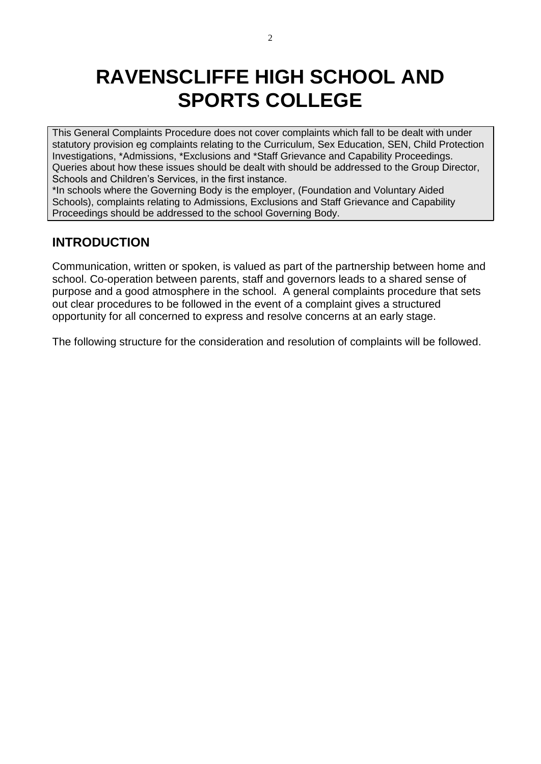# RAVENSCLIFFE HIGH SCHOOL AND SPORTS COLLEGE

> This General Complaints Procedure does not cover complaints which fall to be dealt with under statutory provision eg complaints relating to the Curriculum, Sex Education, SEN, Child Protection Investigations, *Admissions, *Exclusions and *Staff Grievance and Capability Proceedings. Queries about how these issues should be dealt with should be addressed to the Group Director, Schools and Children's Services, in the first instance.
> *In schools where the Governing Body is the employer, (Foundation and Voluntary Aided Schools), complaints relating to Admissions, Exclusions and Staff Grievance and Capability Proceedings should be addressed to the school Governing Body.

## INTRODUCTION

Communication, written or spoken, is valued as part of the partnership between home and school. Co-operation between parents, staff and governors leads to a shared sense of purpose and a good atmosphere in the school. A general complaints procedure that sets out clear procedures to be followed in the event of a complaint gives a structured opportunity for all concerned to express and resolve concerns at an early stage.

The following structure for the consideration and resolution of complaints will be followed.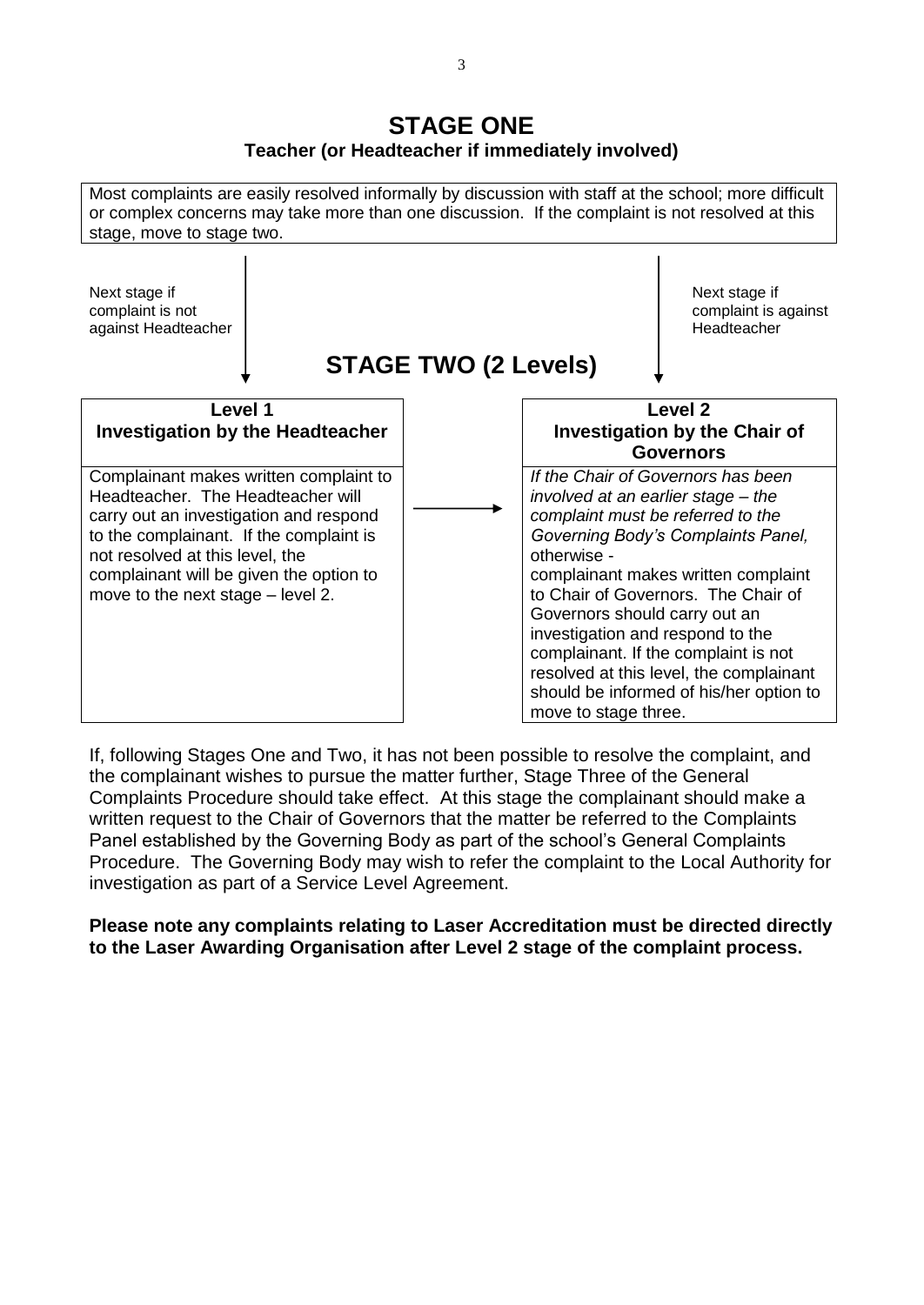## STAGE ONE

**Teacher (or Headteacher if immediately involved)**

Most complaints are easily resolved informally by discussion with staff at the school; more difficult or complex concerns may take more than one discussion. If the complaint is not resolved at this stage, move to stage two.

Next stage if complaint is not against Headteacher

Next stage if complaint is against Headteacher

## STAGE TWO (2 Levels)

### Level 1
### Investigation by the Headteacher

Complainant makes written complaint to Headteacher. The Headteacher will carry out an investigation and respond to the complainant. If the complaint is not resolved at this level, the complainant will be given the option to move to the next stage – level 2.

### Level 2
### Investigation by the Chair of Governors

*If the Chair of Governors has been involved at an earlier stage – the complaint must be referred to the Governing Body's Complaints Panel,* otherwise - complainant makes written complaint to Chair of Governors. The Chair of Governors should carry out an investigation and respond to the complainant. If the complaint is not resolved at this level, the complainant should be informed of his/her option to move to stage three.

If, following Stages One and Two, it has not been possible to resolve the complaint, and the complainant wishes to pursue the matter further, Stage Three of the General Complaints Procedure should take effect. At this stage the complainant should make a written request to the Chair of Governors that the matter be referred to the Complaints Panel established by the Governing Body as part of the school's General Complaints Procedure. The Governing Body may wish to refer the complaint to the Local Authority for investigation as part of a Service Level Agreement.

**Please note any complaints relating to Laser Accreditation must be directed directly to the Laser Awarding Organisation after Level 2 stage of the complaint process.**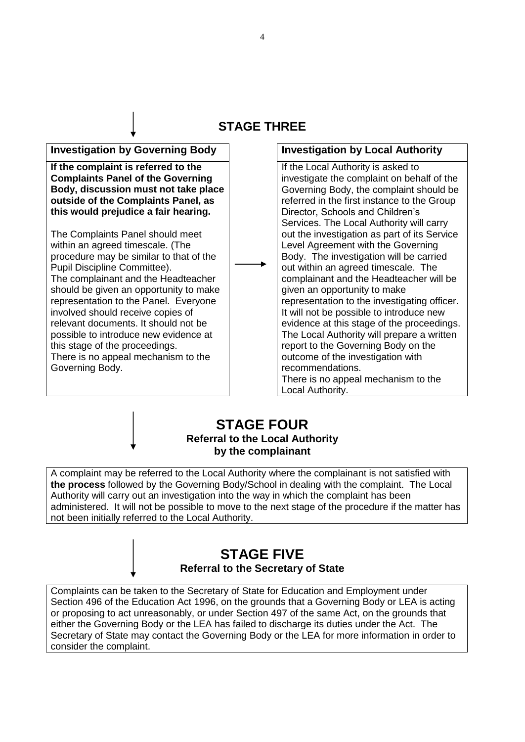## STAGE THREE

### Investigation by Governing Body

**If the complaint is referred to the Complaints Panel of the Governing Body, discussion must not take place outside of the Complaints Panel, as this would prejudice a fair hearing.**

The Complaints Panel should meet within an agreed timescale. (The procedure may be similar to that of the Pupil Discipline Committee).
The complainant and the Headteacher should be given an opportunity to make representation to the Panel. Everyone involved should receive copies of relevant documents. It should not be possible to introduce new evidence at this stage of the proceedings.
There is no appeal mechanism to the Governing Body.

### Investigation by Local Authority

If the Local Authority is asked to investigate the complaint on behalf of the Governing Body, the complaint should be referred in the first instance to the Group Director, Schools and Children's Services. The Local Authority will carry out the investigation as part of its Service Level Agreement with the Governing Body. The investigation will be carried out within an agreed timescale. The complainant and the Headteacher will be given an opportunity to make representation to the investigating officer. It will not be possible to introduce new evidence at this stage of the proceedings. The Local Authority will prepare a written report to the Governing Body on the outcome of the investigation with recommendations.
There is no appeal mechanism to the Local Authority.

## STAGE FOUR

**Referral to the Local Authority by the complainant**

A complaint may be referred to the Local Authority where the complainant is not satisfied with **the process** followed by the Governing Body/School in dealing with the complaint. The Local Authority will carry out an investigation into the way in which the complaint has been administered. It will not be possible to move to the next stage of the procedure if the matter has not been initially referred to the Local Authority.

## STAGE FIVE

**Referral to the Secretary of State**

Complaints can be taken to the Secretary of State for Education and Employment under Section 496 of the Education Act 1996, on the grounds that a Governing Body or LEA is acting or proposing to act unreasonably, or under Section 497 of the same Act, on the grounds that either the Governing Body or the LEA has failed to discharge its duties under the Act. The Secretary of State may contact the Governing Body or the LEA for more information in order to consider the complaint.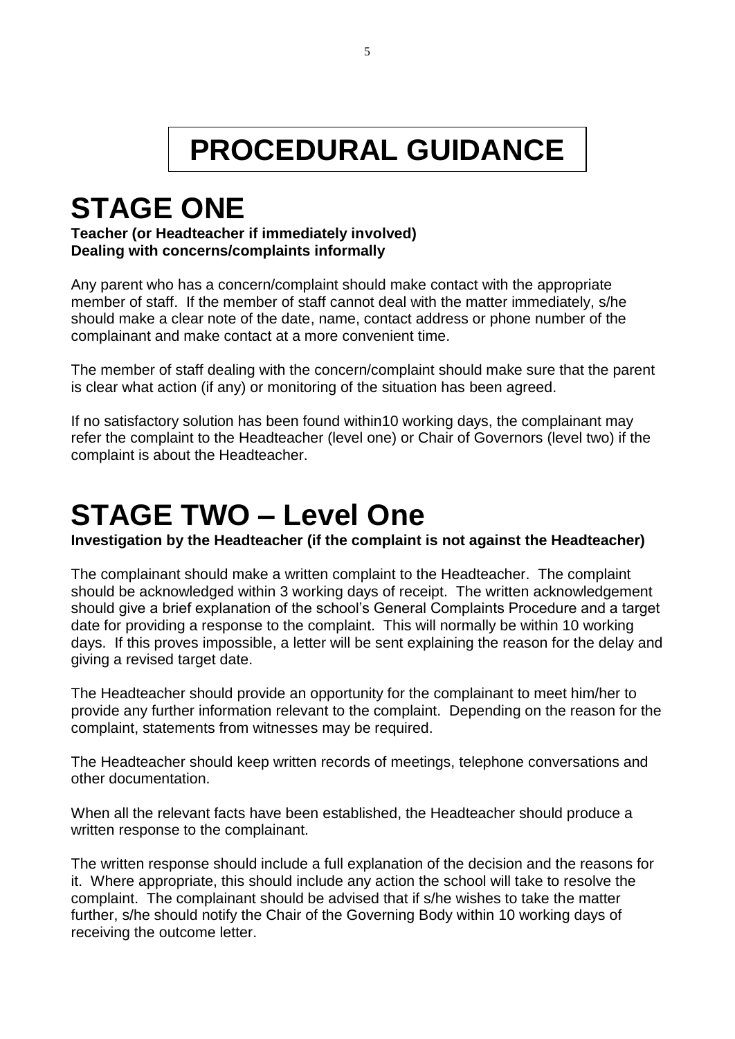# PROCEDURAL GUIDANCE

# STAGE ONE

**Teacher (or Headteacher if immediately involved)**
**Dealing with concerns/complaints informally**

Any parent who has a concern/complaint should make contact with the appropriate member of staff. If the member of staff cannot deal with the matter immediately, s/he should make a clear note of the date, name, contact address or phone number of the complainant and make contact at a more convenient time.

The member of staff dealing with the concern/complaint should make sure that the parent is clear what action (if any) or monitoring of the situation has been agreed.

If no satisfactory solution has been found within10 working days, the complainant may refer the complaint to the Headteacher (level one) or Chair of Governors (level two) if the complaint is about the Headteacher.

# STAGE TWO – Level One

**Investigation by the Headteacher (if the complaint is not against the Headteacher)**

The complainant should make a written complaint to the Headteacher. The complaint should be acknowledged within 3 working days of receipt. The written acknowledgement should give a brief explanation of the school's General Complaints Procedure and a target date for providing a response to the complaint. This will normally be within 10 working days. If this proves impossible, a letter will be sent explaining the reason for the delay and giving a revised target date.

The Headteacher should provide an opportunity for the complainant to meet him/her to provide any further information relevant to the complaint. Depending on the reason for the complaint, statements from witnesses may be required.

The Headteacher should keep written records of meetings, telephone conversations and other documentation.

When all the relevant facts have been established, the Headteacher should produce a written response to the complainant.

The written response should include a full explanation of the decision and the reasons for it. Where appropriate, this should include any action the school will take to resolve the complaint. The complainant should be advised that if s/he wishes to take the matter further, s/he should notify the Chair of the Governing Body within 10 working days of receiving the outcome letter.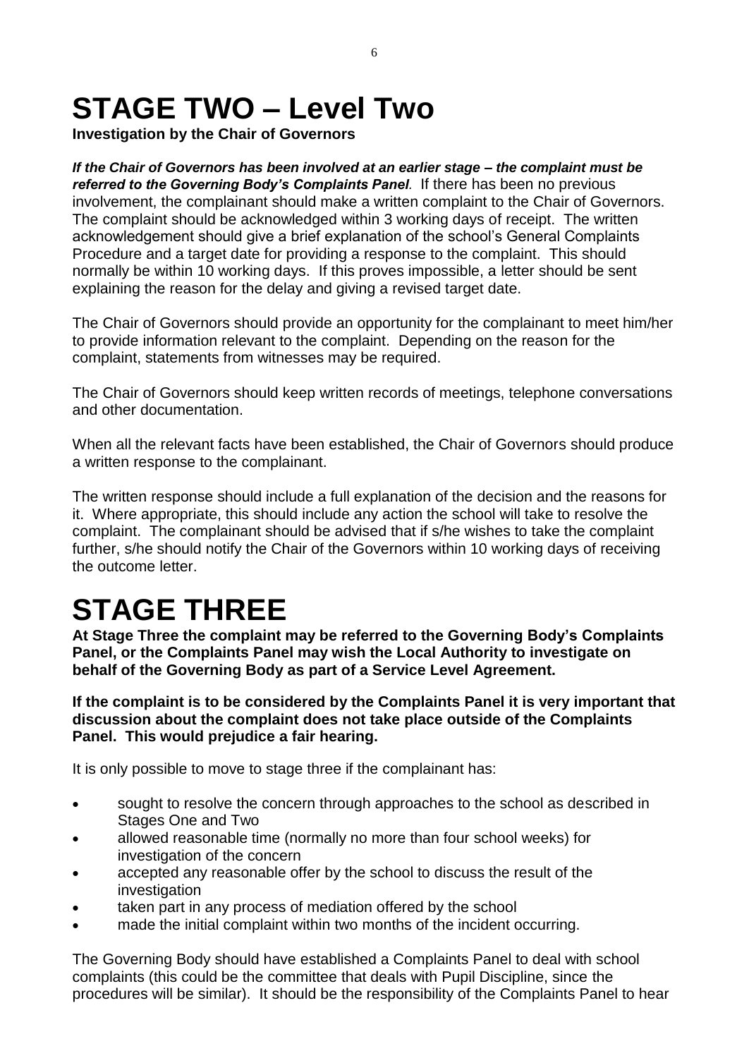# STAGE TWO – Level Two

**Investigation by the Chair of Governors**

***If the Chair of Governors has been involved at an earlier stage – the complaint must be referred to the Governing Body's Complaints Panel**.* If there has been no previous involvement, the complainant should make a written complaint to the Chair of Governors. The complaint should be acknowledged within 3 working days of receipt. The written acknowledgement should give a brief explanation of the school's General Complaints Procedure and a target date for providing a response to the complaint. This should normally be within 10 working days. If this proves impossible, a letter should be sent explaining the reason for the delay and giving a revised target date.

The Chair of Governors should provide an opportunity for the complainant to meet him/her to provide information relevant to the complaint. Depending on the reason for the complaint, statements from witnesses may be required.

The Chair of Governors should keep written records of meetings, telephone conversations and other documentation.

When all the relevant facts have been established, the Chair of Governors should produce a written response to the complainant.

The written response should include a full explanation of the decision and the reasons for it. Where appropriate, this should include any action the school will take to resolve the complaint. The complainant should be advised that if s/he wishes to take the complaint further, s/he should notify the Chair of the Governors within 10 working days of receiving the outcome letter.

# STAGE THREE

**At Stage Three the complaint may be referred to the Governing Body's Complaints Panel, or the Complaints Panel may wish the Local Authority to investigate on behalf of the Governing Body as part of a Service Level Agreement.**

**If the complaint is to be considered by the Complaints Panel it is very important that discussion about the complaint does not take place outside of the Complaints Panel. This would prejudice a fair hearing.**

It is only possible to move to stage three if the complainant has:

- sought to resolve the concern through approaches to the school as described in Stages One and Two
- allowed reasonable time (normally no more than four school weeks) for investigation of the concern
- accepted any reasonable offer by the school to discuss the result of the investigation
- taken part in any process of mediation offered by the school
- made the initial complaint within two months of the incident occurring.

The Governing Body should have established a Complaints Panel to deal with school complaints (this could be the committee that deals with Pupil Discipline, since the procedures will be similar). It should be the responsibility of the Complaints Panel to hear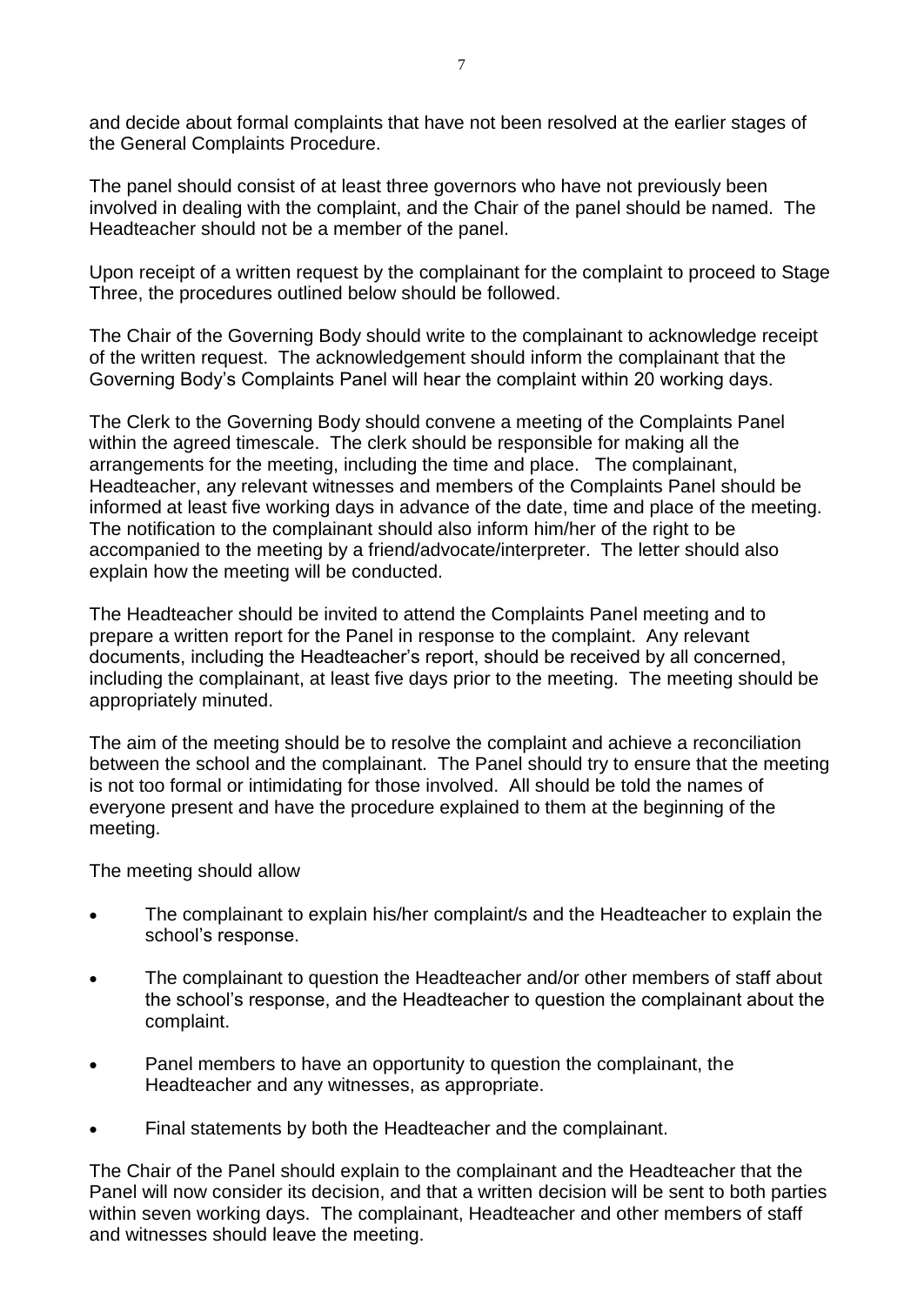and decide about formal complaints that have not been resolved at the earlier stages of the General Complaints Procedure.

The panel should consist of at least three governors who have not previously been involved in dealing with the complaint, and the Chair of the panel should be named. The Headteacher should not be a member of the panel.

Upon receipt of a written request by the complainant for the complaint to proceed to Stage Three, the procedures outlined below should be followed.

The Chair of the Governing Body should write to the complainant to acknowledge receipt of the written request. The acknowledgement should inform the complainant that the Governing Body's Complaints Panel will hear the complaint within 20 working days.

The Clerk to the Governing Body should convene a meeting of the Complaints Panel within the agreed timescale. The clerk should be responsible for making all the arrangements for the meeting, including the time and place. The complainant, Headteacher, any relevant witnesses and members of the Complaints Panel should be informed at least five working days in advance of the date, time and place of the meeting. The notification to the complainant should also inform him/her of the right to be accompanied to the meeting by a friend/advocate/interpreter. The letter should also explain how the meeting will be conducted.

The Headteacher should be invited to attend the Complaints Panel meeting and to prepare a written report for the Panel in response to the complaint. Any relevant documents, including the Headteacher's report, should be received by all concerned, including the complainant, at least five days prior to the meeting. The meeting should be appropriately minuted.

The aim of the meeting should be to resolve the complaint and achieve a reconciliation between the school and the complainant. The Panel should try to ensure that the meeting is not too formal or intimidating for those involved. All should be told the names of everyone present and have the procedure explained to them at the beginning of the meeting.

The meeting should allow

- The complainant to explain his/her complaint/s and the Headteacher to explain the school's response.
- The complainant to question the Headteacher and/or other members of staff about the school's response, and the Headteacher to question the complainant about the complaint.
- Panel members to have an opportunity to question the complainant, the Headteacher and any witnesses, as appropriate.
- Final statements by both the Headteacher and the complainant.

The Chair of the Panel should explain to the complainant and the Headteacher that the Panel will now consider its decision, and that a written decision will be sent to both parties within seven working days. The complainant, Headteacher and other members of staff and witnesses should leave the meeting.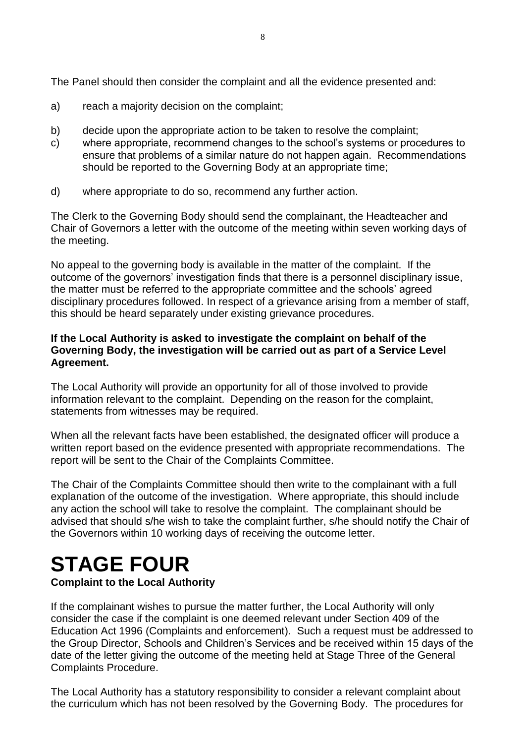The Panel should then consider the complaint and all the evidence presented and:

a) reach a majority decision on the complaint;

b) decide upon the appropriate action to be taken to resolve the complaint;

c) where appropriate, recommend changes to the school's systems or procedures to ensure that problems of a similar nature do not happen again. Recommendations should be reported to the Governing Body at an appropriate time;

d) where appropriate to do so, recommend any further action.

The Clerk to the Governing Body should send the complainant, the Headteacher and Chair of Governors a letter with the outcome of the meeting within seven working days of the meeting.

No appeal to the governing body is available in the matter of the complaint. If the outcome of the governors' investigation finds that there is a personnel disciplinary issue, the matter must be referred to the appropriate committee and the schools' agreed disciplinary procedures followed. In respect of a grievance arising from a member of staff, this should be heard separately under existing grievance procedures.

**If the Local Authority is asked to investigate the complaint on behalf of the Governing Body, the investigation will be carried out as part of a Service Level Agreement.**

The Local Authority will provide an opportunity for all of those involved to provide information relevant to the complaint. Depending on the reason for the complaint, statements from witnesses may be required.

When all the relevant facts have been established, the designated officer will produce a written report based on the evidence presented with appropriate recommendations. The report will be sent to the Chair of the Complaints Committee.

The Chair of the Complaints Committee should then write to the complainant with a full explanation of the outcome of the investigation. Where appropriate, this should include any action the school will take to resolve the complaint. The complainant should be advised that should s/he wish to take the complaint further, s/he should notify the Chair of the Governors within 10 working days of receiving the outcome letter.

# STAGE FOUR

**Complaint to the Local Authority**

If the complainant wishes to pursue the matter further, the Local Authority will only consider the case if the complaint is one deemed relevant under Section 409 of the Education Act 1996 (Complaints and enforcement). Such a request must be addressed to the Group Director, Schools and Children's Services and be received within 15 days of the date of the letter giving the outcome of the meeting held at Stage Three of the General Complaints Procedure.

The Local Authority has a statutory responsibility to consider a relevant complaint about the curriculum which has not been resolved by the Governing Body. The procedures for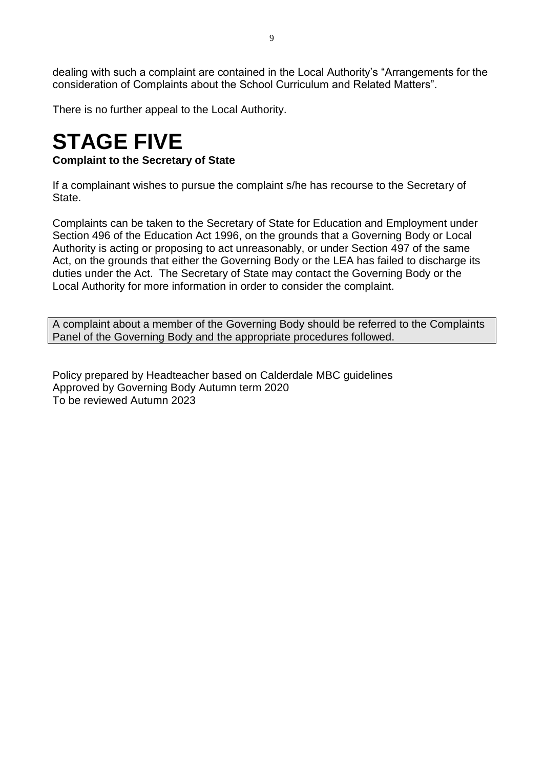dealing with such a complaint are contained in the Local Authority's "Arrangements for the consideration of Complaints about the School Curriculum and Related Matters".

There is no further appeal to the Local Authority.

# STAGE FIVE

**Complaint to the Secretary of State**

If a complainant wishes to pursue the complaint s/he has recourse to the Secretary of State.

Complaints can be taken to the Secretary of State for Education and Employment under Section 496 of the Education Act 1996, on the grounds that a Governing Body or Local Authority is acting or proposing to act unreasonably, or under Section 497 of the same Act, on the grounds that either the Governing Body or the LEA has failed to discharge its duties under the Act. The Secretary of State may contact the Governing Body or the Local Authority for more information in order to consider the complaint.

A complaint about a member of the Governing Body should be referred to the Complaints Panel of the Governing Body and the appropriate procedures followed.

Policy prepared by Headteacher based on Calderdale MBC guidelines
Approved by Governing Body Autumn term 2020
To be reviewed Autumn 2023